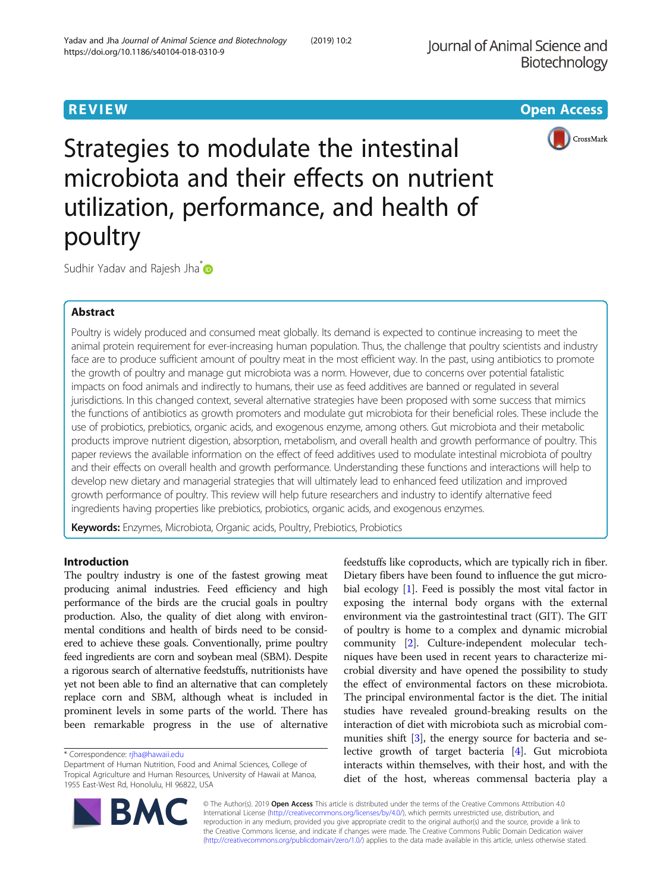REVIEW Open Access

# Strategies to modulate the intestinal microbiota and their effects on nutrient utilization, performance, and health of poultry

Sudhir Yadav and Rajesh Jha*

## Abstract

Poultry is widely produced and consumed meat globally. Its demand is expected to continue increasing to meet the animal protein requirement for ever-increasing human population. Thus, the challenge that poultry scientists and industry face are to produce sufficient amount of poultry meat in the most efficient way. In the past, using antibiotics to promote the growth of poultry and manage gut microbiota was a norm. However, due to concerns over potential fatalistic impacts on food animals and indirectly to humans, their use as feed additives are banned or regulated in several jurisdictions. In this changed context, several alternative strategies have been proposed with some success that mimics the functions of antibiotics as growth promoters and modulate gut microbiota for their beneficial roles. These include the use of probiotics, prebiotics, organic acids, and exogenous enzyme, among others. Gut microbiota and their metabolic products improve nutrient digestion, absorption, metabolism, and overall health and growth performance of poultry. This paper reviews the available information on the effect of feed additives used to modulate intestinal microbiota of poultry and their effects on overall health and growth performance. Understanding these functions and interactions will help to develop new dietary and managerial strategies that will ultimately lead to enhanced feed utilization and improved growth performance of poultry. This review will help future researchers and industry to identify alternative feed ingredients having properties like prebiotics, probiotics, organic acids, and exogenous enzymes.

**Keywords:** Enzymes, Microbiota, Organic acids, Poultry, Prebiotics, Probiotics

## Introduction

The poultry industry is one of the fastest growing meat producing animal industries. Feed efficiency and high performance of the birds are the crucial goals in poultry production. Also, the quality of diet along with environmental conditions and health of birds need to be considered to achieve these goals. Conventionally, prime poultry feed ingredients are corn and soybean meal (SBM). Despite a rigorous search of alternative feedstuffs, nutritionists have yet not been able to find an alternative that can completely replace corn and SBM, although wheat is included in prominent levels in some parts of the world. There has been remarkable progress in the use of alternative feedstuffs like coproducts, which are typically rich in fiber. Dietary fibers have been found to influence the gut microbial ecology [1]. Feed is possibly the most vital factor in exposing the internal body organs with the external environment via the gastrointestinal tract (GIT). The GIT of poultry is home to a complex and dynamic microbial community [2]. Culture-independent molecular techniques have been used in recent years to characterize microbial diversity and have opened the possibility to study the effect of environmental factors on these microbiota. The principal environmental factor is the diet. The initial studies have revealed ground-breaking results on the interaction of diet with microbiota such as microbial communities shift [3], the energy source for bacteria and selective growth of target bacteria [4]. Gut microbiota interacts within themselves, with their host, and with the diet of the host, whereas commensal bacteria play a

* Correspondence: rjha@hawaii.edu
Department of Human Nutrition, Food and Animal Sciences, College of Tropical Agriculture and Human Resources, University of Hawaii at Manoa, 1955 East-West Rd, Honolulu, HI 96822, USA

© The Author(s). 2019 **Open Access** This article is distributed under the terms of the Creative Commons Attribution 4.0 International License (http://creativecommons.org/licenses/by/4.0/), which permits unrestricted use, distribution, and reproduction in any medium, provided you give appropriate credit to the original author(s) and the source, provide a link to the Creative Commons license, and indicate if changes were made. The Creative Commons Public Domain Dedication waiver (http://creativecommons.org/publicdomain/zero/1.0/) applies to the data made available in this article, unless otherwise stated.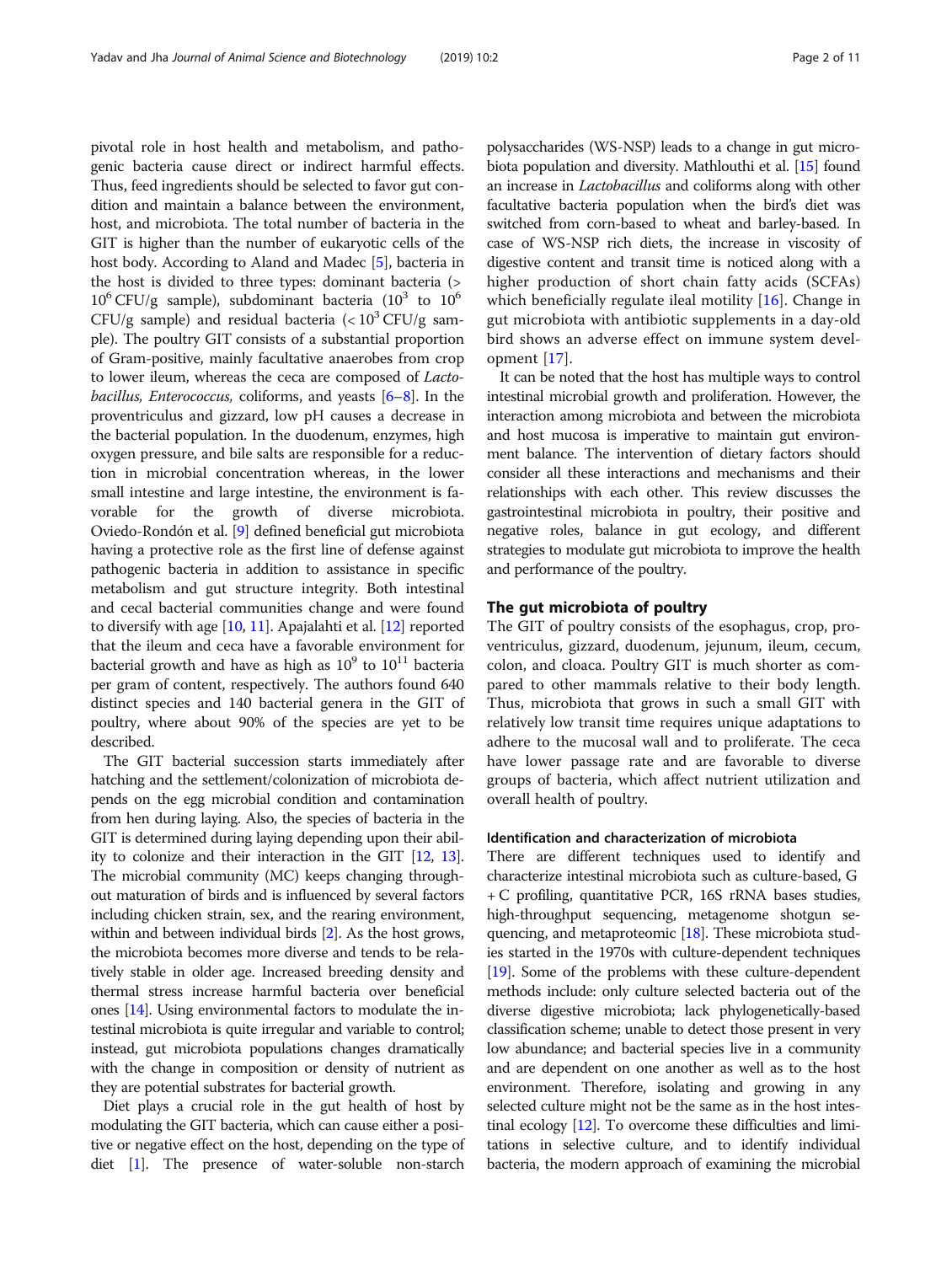pivotal role in host health and metabolism, and pathogenic bacteria cause direct or indirect harmful effects. Thus, feed ingredients should be selected to favor gut condition and maintain a balance between the environment, host, and microbiota. The total number of bacteria in the GIT is higher than the number of eukaryotic cells of the host body. According to Aland and Madec [5], bacteria in the host is divided to three types: dominant bacteria (> $10^6$ CFU/g sample), subdominant bacteria ($10^3$ to $10^6$ CFU/g sample) and residual bacteria (< $10^3$ CFU/g sample). The poultry GIT consists of a substantial proportion of Gram-positive, mainly facultative anaerobes from crop to lower ileum, whereas the ceca are composed of *Lactobacillus, Enterococcus*, coliforms, and yeasts [6–8]. In the proventriculus and gizzard, low pH causes a decrease in the bacterial population. In the duodenum, enzymes, high oxygen pressure, and bile salts are responsible for a reduction in microbial concentration whereas, in the lower small intestine and large intestine, the environment is favorable for the growth of diverse microbiota. Oviedo-Rondón et al. [9] defined beneficial gut microbiota having a protective role as the first line of defense against pathogenic bacteria in addition to assistance in specific metabolism and gut structure integrity. Both intestinal and cecal bacterial communities change and were found to diversify with age [10, 11]. Apajalahti et al. [12] reported that the ileum and ceca have a favorable environment for bacterial growth and have as high as $10^9$ to $10^{11}$ bacteria per gram of content, respectively. The authors found 640 distinct species and 140 bacterial genera in the GIT of poultry, where about 90% of the species are yet to be described.

The GIT bacterial succession starts immediately after hatching and the settlement/colonization of microbiota depends on the egg microbial condition and contamination from hen during laying. Also, the species of bacteria in the GIT is determined during laying depending upon their ability to colonize and their interaction in the GIT [12, 13]. The microbial community (MC) keeps changing throughout maturation of birds and is influenced by several factors including chicken strain, sex, and the rearing environment, within and between individual birds [2]. As the host grows, the microbiota becomes more diverse and tends to be relatively stable in older age. Increased breeding density and thermal stress increase harmful bacteria over beneficial ones [14]. Using environmental factors to modulate the intestinal microbiota is quite irregular and variable to control; instead, gut microbiota populations changes dramatically with the change in composition or density of nutrient as they are potential substrates for bacterial growth.

Diet plays a crucial role in the gut health of host by modulating the GIT bacteria, which can cause either a positive or negative effect on the host, depending on the type of diet [1]. The presence of water-soluble non-starch polysaccharides (WS-NSP) leads to a change in gut microbiota population and diversity. Mathlouthi et al. [15] found an increase in *Lactobacillus* and coliforms along with other facultative bacteria population when the bird's diet was switched from corn-based to wheat and barley-based. In case of WS-NSP rich diets, the increase in viscosity of digestive content and transit time is noticed along with a higher production of short chain fatty acids (SCFAs) which beneficially regulate ileal motility [16]. Change in gut microbiota with antibiotic supplements in a day-old bird shows an adverse effect on immune system development [17].

It can be noted that the host has multiple ways to control intestinal microbial growth and proliferation. However, the interaction among microbiota and between the microbiota and host mucosa is imperative to maintain gut environment balance. The intervention of dietary factors should consider all these interactions and mechanisms and their relationships with each other. This review discusses the gastrointestinal microbiota in poultry, their positive and negative roles, balance in gut ecology, and different strategies to modulate gut microbiota to improve the health and performance of the poultry.

## The gut microbiota of poultry

The GIT of poultry consists of the esophagus, crop, proventriculus, gizzard, duodenum, jejunum, ileum, cecum, colon, and cloaca. Poultry GIT is much shorter as compared to other mammals relative to their body length. Thus, microbiota that grows in such a small GIT with relatively low transit time requires unique adaptations to adhere to the mucosal wall and to proliferate. The ceca have lower passage rate and are favorable to diverse groups of bacteria, which affect nutrient utilization and overall health of poultry.

### Identification and characterization of microbiota

There are different techniques used to identify and characterize intestinal microbiota such as culture-based, G + C profiling, quantitative PCR, 16S rRNA bases studies, high-throughput sequencing, metagenome shotgun sequencing, and metaproteomic [18]. These microbiota studies started in the 1970s with culture-dependent techniques [19]. Some of the problems with these culture-dependent methods include: only culture selected bacteria out of the diverse digestive microbiota; lack phylogenetically-based classification scheme; unable to detect those present in very low abundance; and bacterial species live in a community and are dependent on one another as well as to the host environment. Therefore, isolating and growing in any selected culture might not be the same as in the host intestinal ecology [12]. To overcome these difficulties and limitations in selective culture, and to identify individual bacteria, the modern approach of examining the microbial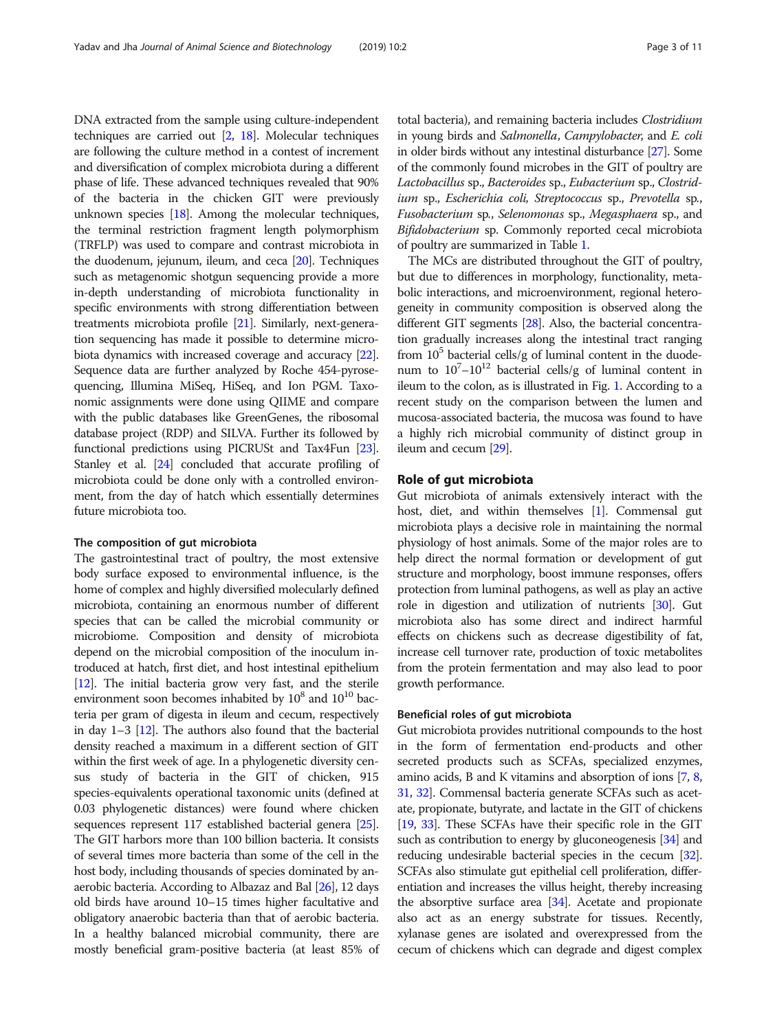DNA extracted from the sample using culture-independent techniques are carried out [2, 18]. Molecular techniques are following the culture method in a contest of increment and diversification of complex microbiota during a different phase of life. These advanced techniques revealed that 90% of the bacteria in the chicken GIT were previously unknown species [18]. Among the molecular techniques, the terminal restriction fragment length polymorphism (TRFLP) was used to compare and contrast microbiota in the duodenum, jejunum, ileum, and ceca [20]. Techniques such as metagenomic shotgun sequencing provide a more in-depth understanding of microbiota functionality in specific environments with strong differentiation between treatments microbiota profile [21]. Similarly, next-generation sequencing has made it possible to determine microbiota dynamics with increased coverage and accuracy [22]. Sequence data are further analyzed by Roche 454-pyrosequencing, Illumina MiSeq, HiSeq, and Ion PGM. Taxonomic assignments were done using QIIME and compare with the public databases like GreenGenes, the ribosomal database project (RDP) and SILVA. Further its followed by functional predictions using PICRUSt and Tax4Fun [23]. Stanley et al. [24] concluded that accurate profiling of microbiota could be done only with a controlled environment, from the day of hatch which essentially determines future microbiota too.

### The composition of gut microbiota

The gastrointestinal tract of poultry, the most extensive body surface exposed to environmental influence, is the home of complex and highly diversified molecularly defined microbiota, containing an enormous number of different species that can be called the microbial community or microbiome. Composition and density of microbiota depend on the microbial composition of the inoculum introduced at hatch, first diet, and host intestinal epithelium [12]. The initial bacteria grow very fast, and the sterile environment soon becomes inhabited by $10^8$ and $10^{10}$ bacteria per gram of digesta in ileum and cecum, respectively in day 1–3 [12]. The authors also found that the bacterial density reached a maximum in a different section of GIT within the first week of age. In a phylogenetic diversity census study of bacteria in the GIT of chicken, 915 species-equivalents operational taxonomic units (defined at 0.03 phylogenetic distances) were found where chicken sequences represent 117 established bacterial genera [25]. The GIT harbors more than 100 billion bacteria. It consists of several times more bacteria than some of the cell in the host body, including thousands of species dominated by anaerobic bacteria. According to Albazaz and Bal [26], 12 days old birds have around 10–15 times higher facultative and obligatory anaerobic bacteria than that of aerobic bacteria. In a healthy balanced microbial community, there are mostly beneficial gram-positive bacteria (at least 85% of total bacteria), and remaining bacteria includes *Clostridium* in young birds and *Salmonella*, *Campylobacter*, and *E. coli* in older birds without any intestinal disturbance [27]. Some of the commonly found microbes in the GIT of poultry are *Lactobacillus* sp., *Bacteroides* sp., *Eubacterium* sp., *Clostridium* sp., *Escherichia coli, Streptococcus* sp., *Prevotella* sp., *Fusobacterium* sp., *Selenomonas* sp., *Megasphaera* sp., and *Bifidobacterium* sp. Commonly reported cecal microbiota of poultry are summarized in Table 1.

The MCs are distributed throughout the GIT of poultry, but due to differences in morphology, functionality, metabolic interactions, and microenvironment, regional heterogeneity in community composition is observed along the different GIT segments [28]. Also, the bacterial concentration gradually increases along the intestinal tract ranging from $10^5$ bacterial cells/g of luminal content in the duodenum to $10^7$–$10^{12}$ bacterial cells/g of luminal content in ileum to the colon, as is illustrated in Fig. 1. According to a recent study on the comparison between the lumen and mucosa-associated bacteria, the mucosa was found to have a highly rich microbial community of distinct group in ileum and cecum [29].

## Role of gut microbiota

Gut microbiota of animals extensively interact with the host, diet, and within themselves [1]. Commensal gut microbiota plays a decisive role in maintaining the normal physiology of host animals. Some of the major roles are to help direct the normal formation or development of gut structure and morphology, boost immune responses, offers protection from luminal pathogens, as well as play an active role in digestion and utilization of nutrients [30]. Gut microbiota also has some direct and indirect harmful effects on chickens such as decrease digestibility of fat, increase cell turnover rate, production of toxic metabolites from the protein fermentation and may also lead to poor growth performance.

### Beneficial roles of gut microbiota

Gut microbiota provides nutritional compounds to the host in the form of fermentation end-products and other secreted products such as SCFAs, specialized enzymes, amino acids, B and K vitamins and absorption of ions [7, 8, 31, 32]. Commensal bacteria generate SCFAs such as acetate, propionate, butyrate, and lactate in the GIT of chickens [19, 33]. These SCFAs have their specific role in the GIT such as contribution to energy by gluconeogenesis [34] and reducing undesirable bacterial species in the cecum [32]. SCFAs also stimulate gut epithelial cell proliferation, differentiation and increases the villus height, thereby increasing the absorptive surface area [34]. Acetate and propionate also act as an energy substrate for tissues. Recently, xylanase genes are isolated and overexpressed from the cecum of chickens which can degrade and digest complex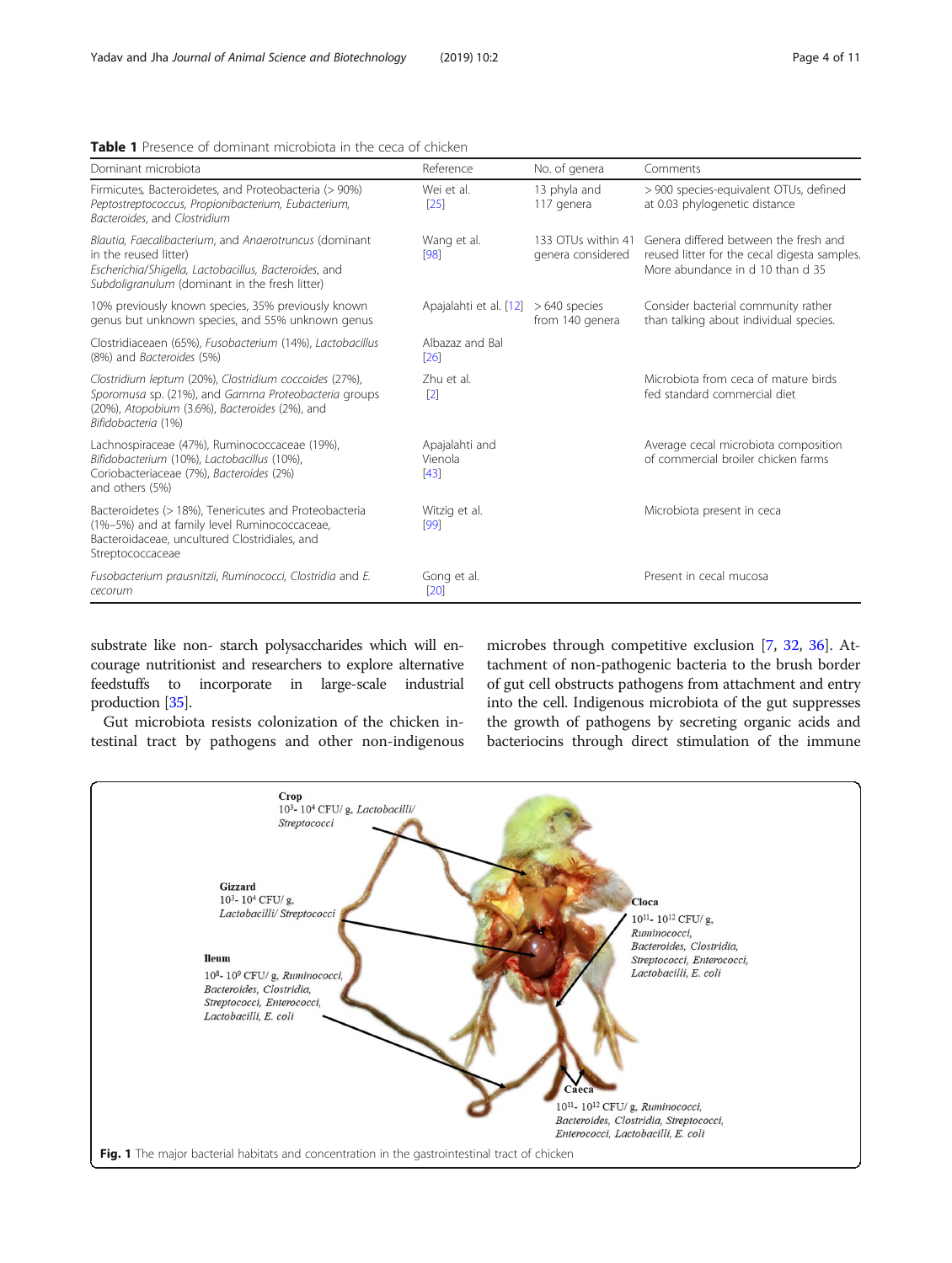**Table 1** Presence of dominant microbiota in the ceca of chicken

| Dominant microbiota | Reference | No. of genera | Comments |
|---|---|---|---|
| Firmicutes, Bacteroidetes, and Proteobacteria (> 90%) *Peptostreptococcus*, *Propionibacterium*, *Eubacterium*, *Bacteroides*, and *Clostridium* | Wei et al. [25] | 13 phyla and 117 genera | > 900 species-equivalent OTUs, defined at 0.03 phylogenetic distance |
| *Blautia*, *Faecalibacterium*, and *Anaerotruncus* (dominant in the reused litter) *Escherichia/Shigella*, *Lactobacillus*, *Bacteroides*, and *Subdoligranulum* (dominant in the fresh litter) | Wang et al. [98] | 133 OTUs within 41 genera considered | Genera differed between the fresh and reused litter for the cecal digesta samples. More abundance in d 10 than d 35 |
| 10% previously known species, 35% previously known genus but unknown species, and 55% unknown genus | Apajalahti et al. [12] | > 640 species from 140 genera | Consider bacterial community rather than talking about individual species. |
| Clostridiaceaen (65%), *Fusobacterium* (14%), *Lactobacillus* (8%) and *Bacteroides* (5%) | Albazaz and Bal [26] | | |
| *Clostridium leptum* (20%), *Clostridium coccoides* (27%), *Sporomusa* sp. (21%), and *Gamma Proteobacteria* groups (20%), *Atopobium* (3.6%), *Bacteroides* (2%), and *Bifidobacteria* (1%) | Zhu et al. [2] | | Microbiota from ceca of mature birds fed standard commercial diet |
| Lachnospiraceae (47%), Ruminococcaceae (19%), *Bifidobacterium* (10%), *Lactobacillus* (10%), Coriobacteriaceae (7%), *Bacteroides* (2%) and others (5%) | Apajalahti and Vienola [43] | | Average cecal microbiota composition of commercial broiler chicken farms |
| Bacteroidetes (> 18%), Tenericutes and Proteobacteria (1%–5%) and at family level Ruminococcaceae, Bacteroidaceae, uncultured Clostridiales, and Streptococcaceae | Witzig et al. [99] | | Microbiota present in ceca |
| *Fusobacterium prausnitzii*, *Ruminococci*, *Clostridia* and *E. cecorum* | Gong et al. [20] | | Present in cecal mucosa |

substrate like non- starch polysaccharides which will encourage alternative nutritionist and researchers to explore alternative feedstuffs to incorporate in large-scale industrial production [35].

Gut microbiota resists colonization of the chicken intestinal tract by pathogens and other non-indigenous microbes through competitive exclusion [7, 32, 36]. Attachment of non-pathogenic bacteria to the brush border of gut cell obstructs pathogens from attachment and entry into the cell. Indigenous microbiota of the gut suppresses the growth of pathogens by secreting organic acids and bacteriocins through direct stimulation of the immune

**Fig. 1** The major bacterial habitats and concentration in the gastrointestinal tract of chicken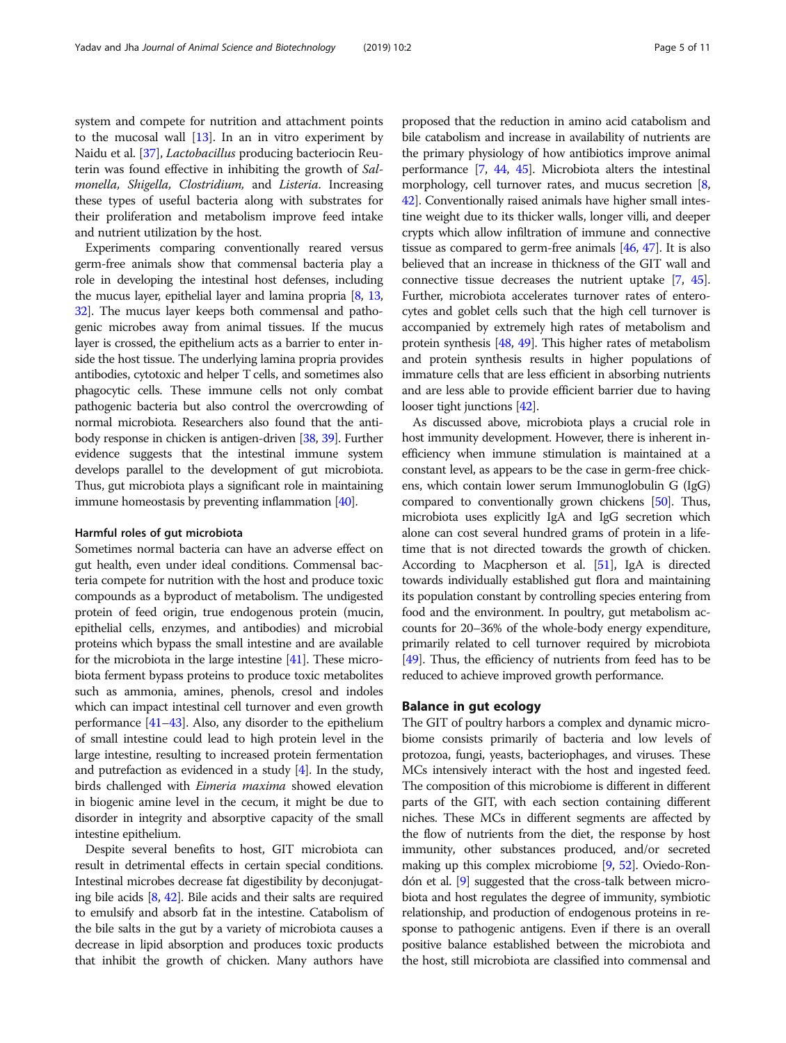system and compete for nutrition and attachment points to the mucosal wall [13]. In an in vitro experiment by Naidu et al. [37], *Lactobacillus* producing bacteriocin Reuterin was found effective in inhibiting the growth of *Salmonella, Shigella, Clostridium,* and *Listeria.* Increasing these types of useful bacteria along with substrates for their proliferation and metabolism improve feed intake and nutrient utilization by the host.

Experiments comparing conventionally reared versus germ-free animals show that commensal bacteria play a role in developing the intestinal host defenses, including the mucus layer, epithelial layer and lamina propria [8, 13, 32]. The mucus layer keeps both commensal and pathogenic microbes away from animal tissues. If the mucus layer is crossed, the epithelium acts as a barrier to enter inside the host tissue. The underlying lamina propria provides antibodies, cytotoxic and helper T cells, and sometimes also phagocytic cells. These immune cells not only combat pathogenic bacteria but also control the overcrowding of normal microbiota. Researchers also found that the antibody response in chicken is antigen-driven [38, 39]. Further evidence suggests that the intestinal immune system develops parallel to the development of gut microbiota. Thus, gut microbiota plays a significant role in maintaining immune homeostasis by preventing inflammation [40].

#### Harmful roles of gut microbiota

Sometimes normal bacteria can have an adverse effect on gut health, even under ideal conditions. Commensal bacteria compete for nutrition with the host and produce toxic compounds as a byproduct of metabolism. The undigested protein of feed origin, true endogenous protein (mucin, epithelial cells, enzymes, and antibodies) and microbial proteins which bypass the small intestine and are available for the microbiota in the large intestine [41]. These microbiota ferment bypass proteins to produce toxic metabolites such as ammonia, amines, phenols, cresol and indoles which can impact intestinal cell turnover and even growth performance [41–43]. Also, any disorder to the epithelium of small intestine could lead to high protein level in the large intestine, resulting to increased protein fermentation and putrefaction as evidenced in a study [4]. In the study, birds challenged with *Eimeria maxima* showed elevation in biogenic amine level in the cecum, it might be due to disorder in integrity and absorptive capacity of the small intestine epithelium.

Despite several benefits to host, GIT microbiota can result in detrimental effects in certain special conditions. Intestinal microbes decrease fat digestibility by deconjugating bile acids [8, 42]. Bile acids and their salts are required to emulsify and absorb fat in the intestine. Catabolism of the bile salts in the gut by a variety of microbiota causes a decrease in lipid absorption and produces toxic products that inhibit the growth of chicken. Many authors have proposed that the reduction in amino acid catabolism and bile catabolism and increase in availability of nutrients are the primary physiology of how antibiotics improve animal performance [7, 44, 45]. Microbiota alters the intestinal morphology, cell turnover rates, and mucus secretion [8, 42]. Conventionally raised animals have higher small intestine weight due to its thicker walls, longer villi, and deeper crypts which allow infiltration of immune and connective tissue as compared to germ-free animals [46, 47]. It is also believed that an increase in thickness of the GIT wall and connective tissue decreases the nutrient uptake [7, 45]. Further, microbiota accelerates turnover rates of enterocytes and goblet cells such that the high cell turnover is accompanied by extremely high rates of metabolism and protein synthesis [48, 49]. This higher rates of metabolism and protein synthesis results in higher populations of immature cells that are less efficient in absorbing nutrients and are less able to provide efficient barrier due to having looser tight junctions [42].

As discussed above, microbiota plays a crucial role in host immunity development. However, there is inherent inefficiency when immune stimulation is maintained at a constant level, as appears to be the case in germ-free chickens, which contain lower serum Immunoglobulin G (IgG) compared to conventionally grown chickens [50]. Thus, microbiota uses explicitly IgA and IgG secretion which alone can cost several hundred grams of protein in a lifetime that is not directed towards the growth of chicken. According to Macpherson et al. [51], IgA is directed towards individually established gut flora and maintaining its population constant by controlling species entering from food and the environment. In poultry, gut metabolism accounts for 20–36% of the whole-body energy expenditure, primarily related to cell turnover required by microbiota [49]. Thus, the efficiency of nutrients from feed has to be reduced to achieve improved growth performance.

### Balance in gut ecology

The GIT of poultry harbors a complex and dynamic microbiome consists primarily of bacteria and low levels of protozoa, fungi, yeasts, bacteriophages, and viruses. These MCs intensively interact with the host and ingested feed. The composition of this microbiome is different in different parts of the GIT, with each section containing different niches. These MCs in different segments are affected by the flow of nutrients from the diet, the response by host immunity, other substances produced, and/or secreted making up this complex microbiome [9, 52]. Oviedo-Rondón et al. [9] suggested that the cross-talk between microbiota and host regulates the degree of immunity, symbiotic relationship, and production of endogenous proteins in response to pathogenic antigens. Even if there is an overall positive balance established between the microbiota and the host, still microbiota are classified into commensal and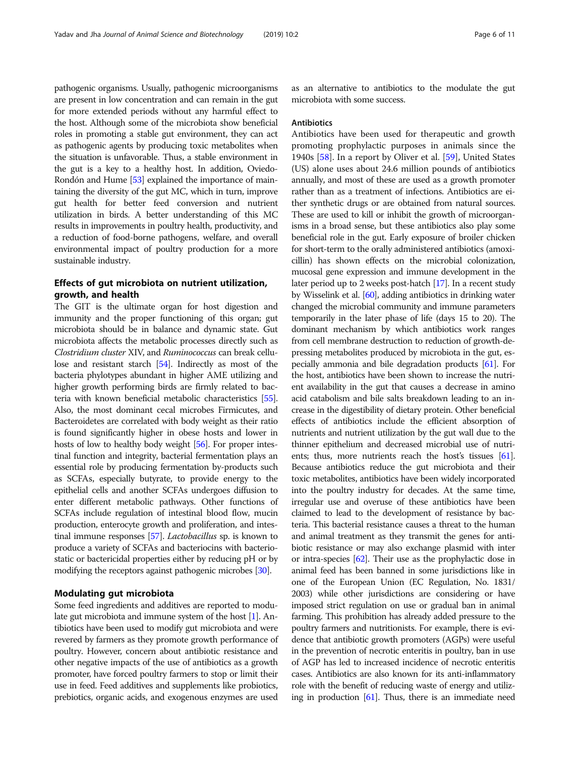pathogenic organisms. Usually, pathogenic microorganisms are present in low concentration and can remain in the gut for more extended periods without any harmful effect to the host. Although some of the microbiota show beneficial roles in promoting a stable gut environment, they can act as pathogenic agents by producing toxic metabolites when the situation is unfavorable. Thus, a stable environment in the gut is a key to a healthy host. In addition, Oviedo-Rondón and Hume [53] explained the importance of maintaining the diversity of the gut MC, which in turn, improve gut health for better feed conversion and nutrient utilization in birds. A better understanding of this MC results in improvements in poultry health, productivity, and a reduction of food-borne pathogens, welfare, and overall environmental impact of poultry production for a more sustainable industry.

## Effects of gut microbiota on nutrient utilization, growth, and health

The GIT is the ultimate organ for host digestion and immunity and the proper functioning of this organ; gut microbiota should be in balance and dynamic state. Gut microbiota affects the metabolic processes directly such as *Clostridium cluster* XIV, and *Ruminococcus* can break cellulose and resistant starch [54]. Indirectly as most of the bacteria phylotypes abundant in higher AME utilizing and higher growth performing birds are firmly related to bacteria with known beneficial metabolic characteristics [55]. Also, the most dominant cecal microbes Firmicutes, and Bacteroidetes are correlated with body weight as their ratio is found significantly higher in obese hosts and lower in hosts of low to healthy body weight [56]. For proper intestinal function and integrity, bacterial fermentation plays an essential role by producing fermentation by-products such as SCFAs, especially butyrate, to provide energy to the epithelial cells and another SCFAs undergoes diffusion to enter different metabolic pathways. Other functions of SCFAs include regulation of intestinal blood flow, mucin production, enterocyte growth and proliferation, and intestinal immune responses [57]. *Lactobacillus* sp. is known to produce a variety of SCFAs and bacteriocins with bacteriostatic or bactericidal properties either by reducing pH or by modifying the receptors against pathogenic microbes [30].

## Modulating gut microbiota

Some feed ingredients and additives are reported to modulate gut microbiota and immune system of the host [1]. Antibiotics have been used to modify gut microbiota and were revered by farmers as they promote growth performance of poultry. However, concern about antibiotic resistance and other negative impacts of the use of antibiotics as a growth promoter, have forced poultry farmers to stop or limit their use in feed. Feed additives and supplements like probiotics, prebiotics, organic acids, and exogenous enzymes are used as an alternative to antibiotics to the modulate the gut microbiota with some success.

### Antibiotics

Antibiotics have been used for therapeutic and growth promoting prophylactic purposes in animals since the 1940s [58]. In a report by Oliver et al. [59], United States (US) alone uses about 24.6 million pounds of antibiotics annually, and most of these are used as a growth promoter rather than as a treatment of infections. Antibiotics are either synthetic drugs or are obtained from natural sources. These are used to kill or inhibit the growth of microorganisms in a broad sense, but these antibiotics also play some beneficial role in the gut. Early exposure of broiler chicken for short-term to the orally administered antibiotics (amoxicillin) has shown effects on the microbial colonization, mucosal gene expression and immune development in the later period up to 2 weeks post-hatch [17]. In a recent study by Wisselink et al. [60], adding antibiotics in drinking water changed the microbial community and immune parameters temporarily in the later phase of life (days 15 to 20). The dominant mechanism by which antibiotics work ranges from cell membrane destruction to reduction of growth-depressing metabolites produced by microbiota in the gut, especially ammonia and bile degradation products [61]. For the host, antibiotics have been shown to increase the nutrient availability in the gut that causes a decrease in amino acid catabolism and bile salts breakdown leading to an increase in the digestibility of dietary protein. Other beneficial effects of antibiotics include the efficient absorption of nutrients and nutrient utilization by the gut wall due to the thinner epithelium and decreased microbial use of nutrients; thus, more nutrients reach the host's tissues [61]. Because antibiotics reduce the gut microbiota and their toxic metabolites, antibiotics have been widely incorporated into the poultry industry for decades. At the same time, irregular use and overuse of these antibiotics have been claimed to lead to the development of resistance by bacteria. This bacterial resistance causes a threat to the human and animal treatment as they transmit the genes for antibiotic resistance or may also exchange plasmid with inter or intra-species [62]. Their use as the prophylactic dose in animal feed has been banned in some jurisdictions like in one of the European Union (EC Regulation, No. 1831/2003) while other jurisdictions are considering or have imposed strict regulation on use or gradual ban in animal farming. This prohibition has already added pressure to the poultry farmers and nutritionists. For example, there is evidence that antibiotic growth promoters (AGPs) were useful in the prevention of necrotic enteritis in poultry, ban in use of AGP has led to increased incidence of necrotic enteritis cases. Antibiotics are also known for its anti-inflammatory role with the benefit of reducing waste of energy and utilizing in production [61]. Thus, there is an immediate need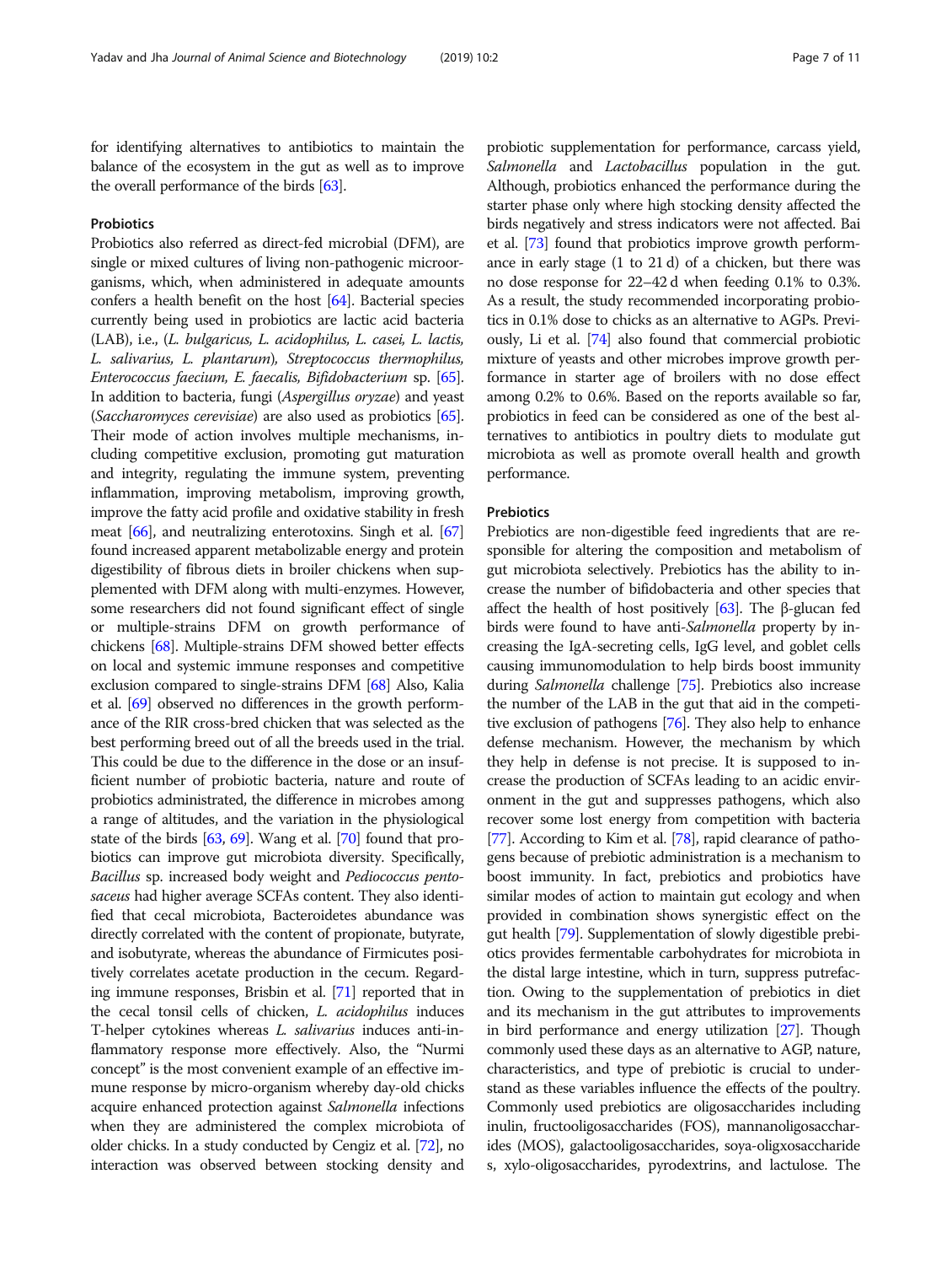for identifying alternatives to antibiotics to maintain the balance of the ecosystem in the gut as well as to improve the overall performance of the birds [63].

### Probiotics

Probiotics also referred as direct-fed microbial (DFM), are single or mixed cultures of living non-pathogenic microorganisms, which, when administered in adequate amounts confers a health benefit on the host [64]. Bacterial species currently being used in probiotics are lactic acid bacteria (LAB), i.e., (*L. bulgaricus, L. acidophilus, L. casei, L. lactis, L. salivarius, L. plantarum*), *Streptococcus thermophilus, Enterococcus faecium, E. faecalis, Bifidobacterium* sp. [65]. In addition to bacteria, fungi (*Aspergillus oryzae*) and yeast (*Saccharomyces cerevisiae*) are also used as probiotics [65]. Their mode of action involves multiple mechanisms, including competitive exclusion, promoting gut maturation and integrity, regulating the immune system, preventing inflammation, improving metabolism, improving growth, improve the fatty acid profile and oxidative stability in fresh meat [66], and neutralizing enterotoxins. Singh et al. [67] found increased apparent metabolizable energy and protein digestibility of fibrous diets in broiler chickens when supplemented with DFM along with multi-enzymes. However, some researchers did not found significant effect of single or multiple-strains DFM on growth performance of chickens [68]. Multiple-strains DFM showed better effects on local and systemic immune responses and competitive exclusion compared to single-strains DFM [68] Also, Kalia et al. [69] observed no differences in the growth performance of the RIR cross-bred chicken that was selected as the best performing breed out of all the breeds used in the trial. This could be due to the difference in the dose or an insufficient number of probiotic bacteria, nature and route of probiotics administrated, the difference in microbes among a range of altitudes, and the variation in the physiological state of the birds [63, 69]. Wang et al. [70] found that probiotics can improve gut microbiota diversity. Specifically, *Bacillus* sp. increased body weight and *Pediococcus pentosaceus* had higher average SCFAs content. They also identified that cecal microbiota, Bacteroidetes abundance was directly correlated with the content of propionate, butyrate, and isobutyrate, whereas the abundance of Firmicutes positively correlates acetate production in the cecum. Regarding immune responses, Brisbin et al. [71] reported that in the cecal tonsil cells of chicken, *L. acidophilus* induces T-helper cytokines whereas *L. salivarius* induces anti-inflammatory response more effectively. Also, the "Nurmi concept" is the most convenient example of an effective immune response by micro-organism whereby day-old chicks acquire enhanced protection against *Salmonella* infections when they are administered the complex microbiota of older chicks. In a study conducted by Cengiz et al. [72], no interaction was observed between stocking density and probiotic supplementation for performance, carcass yield, *Salmonella* and *Lactobacillus* population in the gut. Although, probiotics enhanced the performance during the starter phase only where high stocking density affected the birds negatively and stress indicators were not affected. Bai et al. [73] found that probiotics improve growth performance in early stage (1 to 21 d) of a chicken, but there was no dose response for 22–42 d when feeding 0.1% to 0.3%. As a result, the study recommended incorporating probiotics in 0.1% dose to chicks as an alternative to AGPs. Previously, Li et al. [74] also found that commercial probiotic mixture of yeasts and other microbes improve growth performance in starter age of broilers with no dose effect among 0.2% to 0.6%. Based on the reports available so far, probiotics in feed can be considered as one of the best alternatives to antibiotics in poultry diets to modulate gut microbiota as well as promote overall health and growth performance.

### Prebiotics

Prebiotics are non-digestible feed ingredients that are responsible for altering the composition and metabolism of gut microbiota selectively. Prebiotics has the ability to increase the number of bifidobacteria and other species that affect the health of host positively [63]. The β-glucan fed birds were found to have anti-*Salmonella* property by increasing the IgA-secreting cells, IgG level, and goblet cells causing immunomodulation to help birds boost immunity during *Salmonella* challenge [75]. Prebiotics also increase the number of the LAB in the gut that aid in the competitive exclusion of pathogens [76]. They also help to enhance defense mechanism. However, the mechanism by which they help in defense is not precise. It is supposed to increase the production of SCFAs leading to an acidic environment in the gut and suppresses pathogens, which also recover some lost energy from competition with bacteria [77]. According to Kim et al. [78], rapid clearance of pathogens because of prebiotic administration is a mechanism to boost immunity. In fact, prebiotics and probiotics have similar modes of action to maintain gut ecology and when provided in combination shows synergistic effect on the gut health [79]. Supplementation of slowly digestible prebiotics provides fermentable carbohydrates for microbiota in the distal large intestine, which in turn, suppress putrefaction. Owing to the supplementation of prebiotics in diet and its mechanism in the gut attributes to improvements in bird performance and energy utilization [27]. Though commonly used these days as an alternative to AGP, nature, characteristics, and type of prebiotic is crucial to understand as these variables influence the effects of the poultry. Commonly used prebiotics are oligosaccharides including inulin, fructooligosaccharides (FOS), mannanoligosaccharides (MOS), galactooligosaccharides, soya-oligxosaccharide s, xylo-oligosaccharides, pyrodextrins, and lactulose. The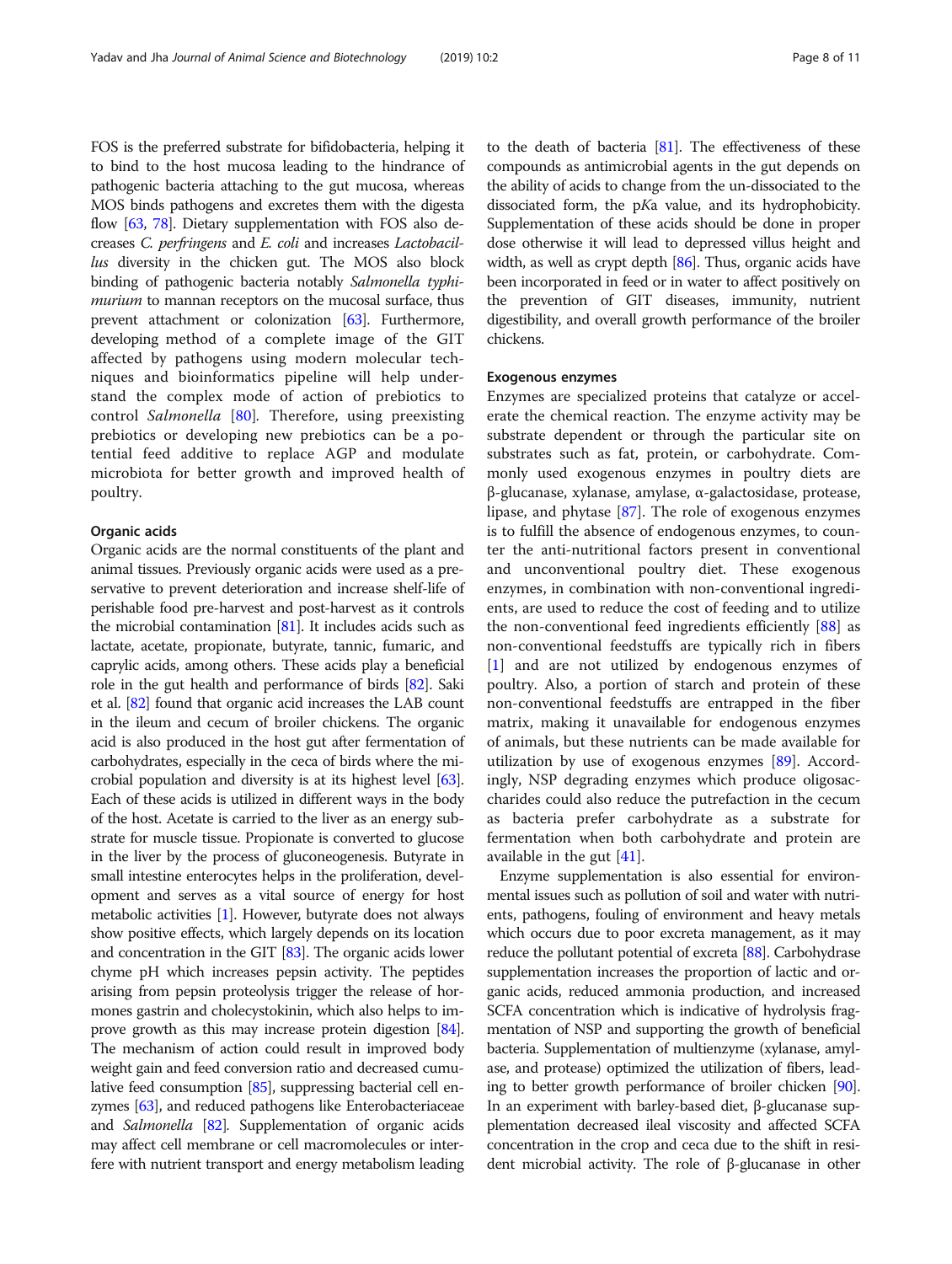FOS is the preferred substrate for bifidobacteria, helping it to bind to the host mucosa leading to the hindrance of pathogenic bacteria attaching to the gut mucosa, whereas MOS binds pathogens and excretes them with the digesta flow [63, 78]. Dietary supplementation with FOS also decreases *C. perfringens* and *E. coli* and increases *Lactobacillus* diversity in the chicken gut. The MOS also block binding of pathogenic bacteria notably *Salmonella typhimurium* to mannan receptors on the mucosal surface, thus prevent attachment or colonization [63]. Furthermore, developing method of a complete image of the GIT affected by pathogens using modern molecular techniques and bioinformatics pipeline will help understand the complex mode of action of prebiotics to control *Salmonella* [80]. Therefore, using preexisting prebiotics or developing new prebiotics can be a potential feed additive to replace AGP and modulate microbiota for better growth and improved health of poultry.

#### Organic acids

Organic acids are the normal constituents of the plant and animal tissues. Previously organic acids were used as a preservative to prevent deterioration and increase shelf-life of perishable food pre-harvest and post-harvest as it controls the microbial contamination [81]. It includes acids such as lactate, acetate, propionate, butyrate, tannic, fumaric, and caprylic acids, among others. These acids play a beneficial role in the gut health and performance of birds [82]. Saki et al. [82] found that organic acid increases the LAB count in the ileum and cecum of broiler chickens. The organic acid is also produced in the host gut after fermentation of carbohydrates, especially in the ceca of birds where the microbial population and diversity is at its highest level [63]. Each of these acids is utilized in different ways in the body of the host. Acetate is carried to the liver as an energy substrate for muscle tissue. Propionate is converted to glucose in the liver by the process of gluconeogenesis. Butyrate in small intestine enterocytes helps in the proliferation, development and serves as a vital source of energy for host metabolic activities [1]. However, butyrate does not always show positive effects, which largely depends on its location and concentration in the GIT [83]. The organic acids lower chyme pH which increases pepsin activity. The peptides arising from pepsin proteolysis trigger the release of hormones gastrin and cholecystokinin, which also helps to improve growth as this may increase protein digestion [84]. The mechanism of action could result in improved body weight gain and feed conversion ratio and decreased cumulative feed consumption [85], suppressing bacterial cell enzymes [63], and reduced pathogens like Enterobacteriaceae and *Salmonella* [82]. Supplementation of organic acids may affect cell membrane or cell macromolecules or interfere with nutrient transport and energy metabolism leading to the death of bacteria [81]. The effectiveness of these compounds as antimicrobial agents in the gut depends on the ability of acids to change from the un-dissociated to the dissociated form, the p*K*a value, and its hydrophobicity. Supplementation of these acids should be done in proper dose otherwise it will lead to depressed villus height and width, as well as crypt depth [86]. Thus, organic acids have been incorporated in feed or in water to affect positively on the prevention of GIT diseases, immunity, nutrient digestibility, and overall growth performance of the broiler chickens.

#### Exogenous enzymes

Enzymes are specialized proteins that catalyze or accelerate the chemical reaction. The enzyme activity may be substrate dependent or through the particular site on substrates such as fat, protein, or carbohydrate. Commonly used exogenous enzymes in poultry diets are β-glucanase, xylanase, amylase, α-galactosidase, protease, lipase, and phytase [87]. The role of exogenous enzymes is to fulfill the absence of endogenous enzymes, to counter the anti-nutritional factors present in conventional and unconventional poultry diet. These exogenous enzymes, in combination with non-conventional ingredients, are used to reduce the cost of feeding and to utilize the non-conventional feed ingredients efficiently [88] as non-conventional feedstuffs are typically rich in fibers [1] and are not utilized by endogenous enzymes of poultry. Also, a portion of starch and protein of these non-conventional feedstuffs are entrapped in the fiber matrix, making it unavailable for endogenous enzymes of animals, but these nutrients can be made available for utilization by use of exogenous enzymes [89]. Accordingly, NSP degrading enzymes which produce oligosaccharides could also reduce the putrefaction in the cecum as bacteria prefer carbohydrate as a substrate for fermentation when both carbohydrate and protein are available in the gut [41].

Enzyme supplementation is also essential for environmental issues such as pollution of soil and water with nutrients, pathogens, fouling of environment and heavy metals which occurs due to poor excreta management, as it may reduce the pollutant potential of excreta [88]. Carbohydrase supplementation increases the proportion of lactic and organic acids, reduced ammonia production, and increased SCFA concentration which is indicative of hydrolysis fragmentation of NSP and supporting the growth of beneficial bacteria. Supplementation of multienzyme (xylanase, amylase, and protease) optimized the utilization of fibers, leading to better growth performance of broiler chicken [90]. In an experiment with barley-based diet, β-glucanase supplementation decreased ileal viscosity and affected SCFA concentration in the crop and ceca due to the shift in resident microbial activity. The role of β-glucanase in other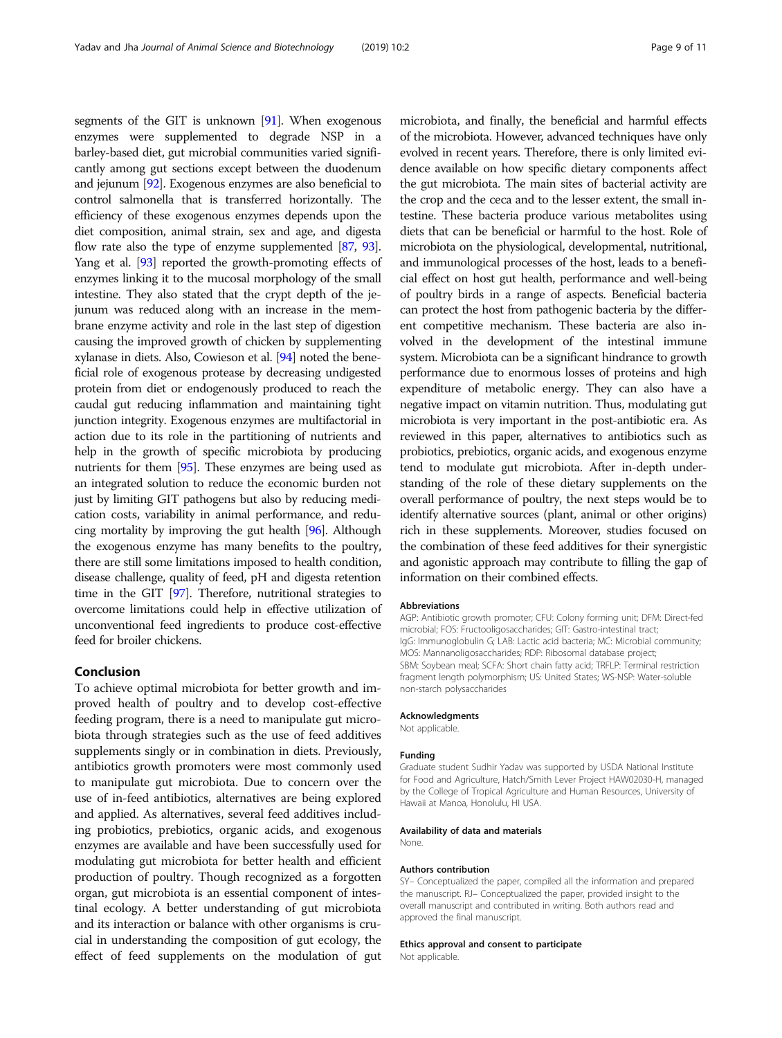segments of the GIT is unknown [91]. When exogenous enzymes were supplemented to degrade NSP in a barley-based diet, gut microbial communities varied significantly among gut sections except between the duodenum and jejunum [92]. Exogenous enzymes are also beneficial to control salmonella that is transferred horizontally. The efficiency of these exogenous enzymes depends upon the diet composition, animal strain, sex and age, and digesta flow rate also the type of enzyme supplemented [87, 93]. Yang et al. [93] reported the growth-promoting effects of enzymes linking it to the mucosal morphology of the small intestine. They also stated that the crypt depth of the jejunum was reduced along with an increase in the membrane enzyme activity and role in the last step of digestion causing the improved growth of chicken by supplementing xylanase in diets. Also, Cowieson et al. [94] noted the beneficial role of exogenous protease by decreasing undigested protein from diet or endogenously produced to reach the caudal gut reducing inflammation and maintaining tight junction integrity. Exogenous enzymes are multifactorial in action due to its role in the partitioning of nutrients and help in the growth of specific microbiota by producing nutrients for them [95]. These enzymes are being used as an integrated solution to reduce the economic burden not just by limiting GIT pathogens but also by reducing medication costs, variability in animal performance, and reducing mortality by improving the gut health [96]. Although the exogenous enzyme has many benefits to the poultry, there are still some limitations imposed to health condition, disease challenge, quality of feed, pH and digesta retention time in the GIT [97]. Therefore, nutritional strategies to overcome limitations could help in effective utilization of unconventional feed ingredients to produce cost-effective feed for broiler chickens.

## Conclusion

To achieve optimal microbiota for better growth and improved health of poultry and to develop cost-effective feeding program, there is a need to manipulate gut microbiota through strategies such as the use of feed additives supplements singly or in combination in diets. Previously, antibiotics growth promoters were most commonly used to manipulate gut microbiota. Due to concern over the use of in-feed antibiotics, alternatives are being explored and applied. As alternatives, several feed additives including probiotics, prebiotics, organic acids, and exogenous enzymes are available and have been successfully used for modulating gut microbiota for better health and efficient production of poultry. Though recognized as a forgotten organ, gut microbiota is an essential component of intestinal ecology. A better understanding of gut microbiota and its interaction or balance with other organisms is crucial in understanding the composition of gut ecology, the effect of feed supplements on the modulation of gut microbiota, and finally, the beneficial and harmful effects of the microbiota. However, advanced techniques have only evolved in recent years. Therefore, there is only limited evidence available on how specific dietary components affect the gut microbiota. The main sites of bacterial activity are the crop and the ceca and to the lesser extent, the small intestine. These bacteria produce various metabolites using diets that can be beneficial or harmful to the host. Role of microbiota on the physiological, developmental, nutritional, and immunological processes of the host, leads to a beneficial effect on host gut health, performance and well-being of poultry birds in a range of aspects. Beneficial bacteria can protect the host from pathogenic bacteria by the different competitive mechanism. These bacteria are also involved in the development of the intestinal immune system. Microbiota can be a significant hindrance to growth performance due to enormous losses of proteins and high expenditure of metabolic energy. They can also have a negative impact on vitamin nutrition. Thus, modulating gut microbiota is very important in the post-antibiotic era. As reviewed in this paper, alternatives to antibiotics such as probiotics, prebiotics, organic acids, and exogenous enzyme tend to modulate gut microbiota. After in-depth understanding of the role of these dietary supplements on the overall performance of poultry, the next steps would be to identify alternative sources (plant, animal or other origins) rich in these supplements. Moreover, studies focused on the combination of these feed additives for their synergistic and agonistic approach may contribute to filling the gap of information on their combined effects.

#### Abbreviations

AGP: Antibiotic growth promoter; CFU: Colony forming unit; DFM: Direct-fed microbial; FOS: Fructooligosaccharides; GIT: Gastro-intestinal tract; IgG: Immunoglobulin G; LAB: Lactic acid bacteria; MC: Microbial community; MOS: Mannanoligosaccharides; RDP: Ribosomal database project; SBM: Soybean meal; SCFA: Short chain fatty acid; TRFLP: Terminal restriction fragment length polymorphism; US: United States; WS-NSP: Water-soluble non-starch polysaccharides

#### Acknowledgments

Not applicable.

#### Funding

Graduate student Sudhir Yadav was supported by USDA National Institute for Food and Agriculture, Hatch/Smith Lever Project HAW02030-H, managed by the College of Tropical Agriculture and Human Resources, University of Hawaii at Manoa, Honolulu, HI USA.

#### Availability of data and materials

None.

#### Authors contribution

SY– Conceptualized the paper, compiled all the information and prepared the manuscript. RJ– Conceptualized the paper, provided insight to the overall manuscript and contributed in writing. Both authors read and approved the final manuscript.

#### Ethics approval and consent to participate

Not applicable.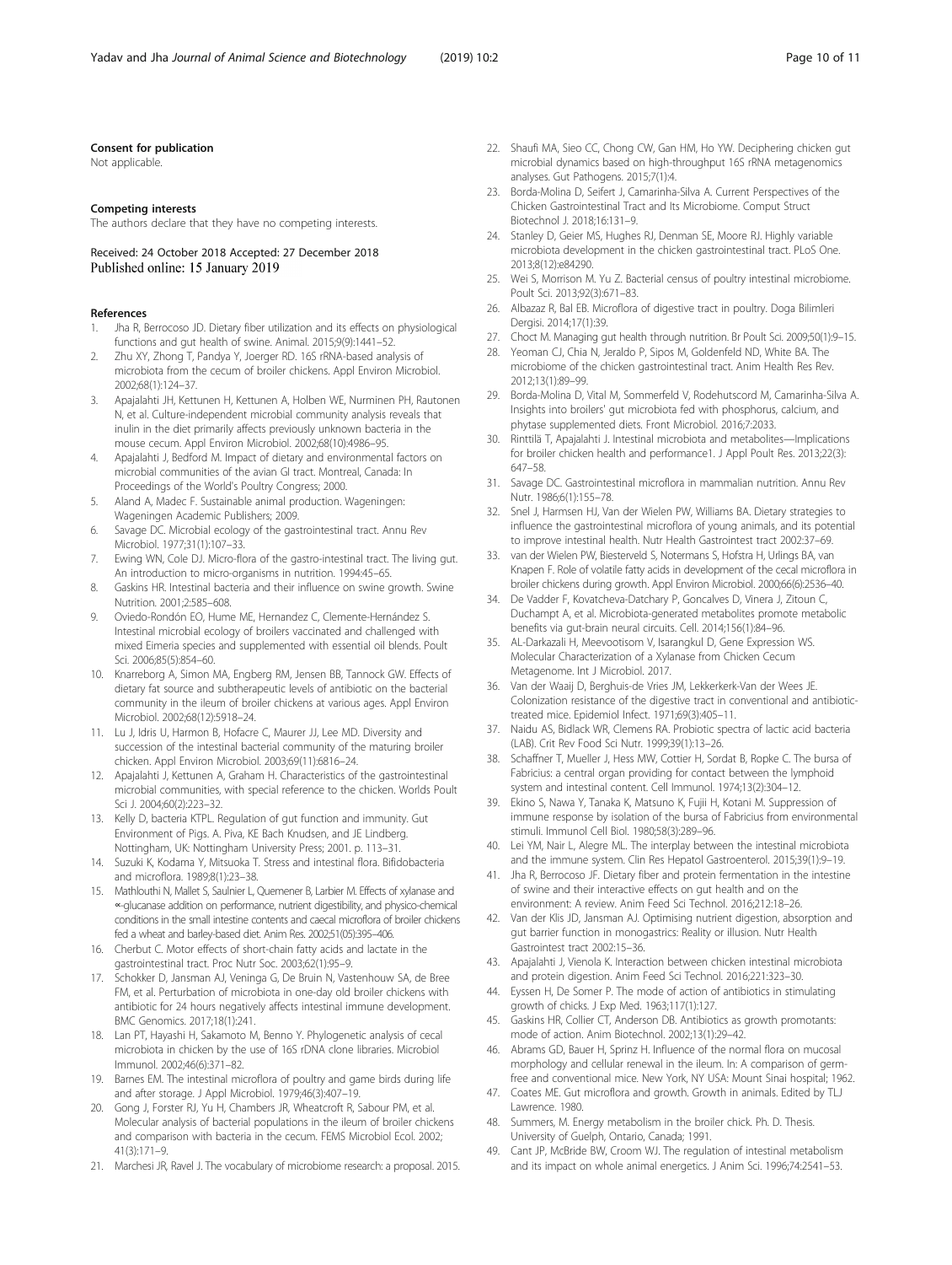### Consent for publication

Not applicable.

### Competing interests

The authors declare that they have no competing interests.

Received: 24 October 2018 Accepted: 27 December 2018
Published online: 15 January 2019

### References

1. Jha R, Berrocoso JD. Dietary fiber utilization and its effects on physiological functions and gut health of swine. Animal. 2015;9(9):1441–52.
2. Zhu XY, Zhong T, Pandya Y, Joerger RD. 16S rRNA-based analysis of microbiota from the cecum of broiler chickens. Appl Environ Microbiol. 2002;68(1):124–37.
3. Apajalahti JH, Kettunen H, Kettunen A, Holben WE, Nurminen PH, Rautonen N, et al. Culture-independent microbial community analysis reveals that inulin in the diet primarily affects previously unknown bacteria in the mouse cecum. Appl Environ Microbiol. 2002;68(10):4986–95.
4. Apajalahti J, Bedford M. Impact of dietary and environmental factors on microbial communities of the avian GI tract. Montreal, Canada: In Proceedings of the World's Poultry Congress; 2000.
5. Aland A, Madec F. Sustainable animal production. Wageningen: Wageningen Academic Publishers; 2009.
6. Savage DC. Microbial ecology of the gastrointestinal tract. Annu Rev Microbiol. 1977;31(1):107–33.
7. Ewing WN, Cole DJ. Micro-flora of the gastro-intestinal tract. The living gut. An introduction to micro-organisms in nutrition. 1994:45–65.
8. Gaskins HR. Intestinal bacteria and their influence on swine growth. Swine Nutrition. 2001;2:585–608.
9. Oviedo-Rondón EO, Hume ME, Hernandez C, Clemente-Hernández S. Intestinal microbial ecology of broilers vaccinated and challenged with mixed Eimeria species and supplemented with essential oil blends. Poult Sci. 2006;85(5):854–60.
10. Knarreborg A, Simon MA, Engberg RM, Jensen BB, Tannock GW. Effects of dietary fat source and subtherapeutic levels of antibiotic on the bacterial community in the ileum of broiler chickens at various ages. Appl Environ Microbiol. 2002;68(12):5918–24.
11. Lu J, Idris U, Harmon B, Hofacre C, Maurer JJ, Lee MD. Diversity and succession of the intestinal bacterial community of the maturing broiler chicken. Appl Environ Microbiol. 2003;69(11):6816–24.
12. Apajalahti J, Kettunen A, Graham H. Characteristics of the gastrointestinal microbial communities, with special reference to the chicken. Worlds Poult Sci J. 2004;60(2):223–32.
13. Kelly D, bacteria KTPL. Regulation of gut function and immunity. Gut Environment of Pigs. A. Piva, KE Bach Knudsen, and JE Lindberg. Nottingham, UK: Nottingham University Press; 2001. p. 113–31.
14. Suzuki K, Kodama Y, Mitsuoka T. Stress and intestinal flora. Bifidobacteria and microflora. 1989;8(1):23–38.
15. Mathlouthi N, Mallet S, Saulnier L, Quemener B, Larbier M. Effects of xylanase and ∝-glucanase addition on performance, nutrient digestibility, and physico-chemical conditions in the small intestine contents and caecal microflora of broiler chickens fed a wheat and barley-based diet. Anim Res. 2002;51(05):395–406.
16. Cherbut C. Motor effects of short-chain fatty acids and lactate in the gastrointestinal tract. Proc Nutr Soc. 2003;62(1):95–9.
17. Schokker D, Jansman AJ, Veninga G, De Bruin N, Vastenhouw SA, de Bree FM, et al. Perturbation of microbiota in one-day old broiler chickens with antibiotic for 24 hours negatively affects intestinal immune development. BMC Genomics. 2017;18(1):241.
18. Lan PT, Hayashi H, Sakamoto M, Benno Y. Phylogenetic analysis of cecal microbiota in chicken by the use of 16S rDNA clone libraries. Microbiol Immunol. 2002;46(6):371–82.
19. Barnes EM. The intestinal microflora of poultry and game birds during life and after storage. J Appl Microbiol. 1979;46(3):407–19.
20. Gong J, Forster RJ, Yu H, Chambers JR, Wheatcroft R, Sabour PM, et al. Molecular analysis of bacterial populations in the ileum of broiler chickens and comparison with bacteria in the cecum. FEMS Microbiol Ecol. 2002; 41(3):171–9.
21. Marchesi JR, Ravel J. The vocabulary of microbiome research: a proposal. 2015.
22. Shaufi MA, Sieo CC, Chong CW, Gan HM, Ho YW. Deciphering chicken gut microbial dynamics based on high-throughput 16S rRNA metagenomics analyses. Gut Pathogens. 2015;7(1):4.
23. Borda-Molina D, Seifert J, Camarinha-Silva A. Current Perspectives of the Chicken Gastrointestinal Tract and Its Microbiome. Comput Struct Biotechnol J. 2018;16:131–9.
24. Stanley D, Geier MS, Hughes RJ, Denman SE, Moore RJ. Highly variable microbiota development in the chicken gastrointestinal tract. PLoS One. 2013;8(12):e84290.
25. Wei S, Morrison M. Yu Z. Bacterial census of poultry intestinal microbiome. Poult Sci. 2013;92(3):671–83.
26. Albazaz R, Bal EB. Microflora of digestive tract in poultry. Doga Bilimleri Dergisi. 2014;17(1):39.
27. Choct M. Managing gut health through nutrition. Br Poult Sci. 2009;50(1):9–15.
28. Yeoman CJ, Chia N, Jeraldo P, Sipos M, Goldenfeld ND, White BA. The microbiome of the chicken gastrointestinal tract. Anim Health Res Rev. 2012;13(1):89–99.
29. Borda-Molina D, Vital M, Sommerfeld V, Rodehutscord M, Camarinha-Silva A. Insights into broilers' gut microbiota fed with phosphorus, calcium, and phytase supplemented diets. Front Microbiol. 2016;7:2033.
30. Rinttilä T, Apajalahti J. Intestinal microbiota and metabolites—Implications for broiler chicken health and performance1. J Appl Poult Res. 2013;22(3): 647–58.
31. Savage DC. Gastrointestinal microflora in mammalian nutrition. Annu Rev Nutr. 1986;6(1):155–78.
32. Snel J, Harmsen HJ, Van der Wielen PW, Williams BA. Dietary strategies to influence the gastrointestinal microflora of young animals, and its potential to improve intestinal health. Nutr Health Gastrointest tract 2002:37–69.
33. van der Wielen PW, Biesterveld S, Notermans S, Hofstra H, Urlings BA, van Knapen F. Role of volatile fatty acids in development of the cecal microflora in broiler chickens during growth. Appl Environ Microbiol. 2000;66(6):2536–40.
34. De Vadder F, Kovatcheva-Datchary P, Goncalves D, Vinera J, Zitoun C, Duchampt A, et al. Microbiota-generated metabolites promote metabolic benefits via gut-brain neural circuits. Cell. 2014;156(1):84–96.
35. AL-Darkazali H, Meevootisom V, Isarangkul D, Gene Expression WS. Molecular Characterization of a Xylanase from Chicken Cecum Metagenome. Int J Microbiol. 2017.
36. Van der Waaij D, Berghuis-de Vries JM, Lekkerkerk-Van der Wees JE. Colonization resistance of the digestive tract in conventional and antibiotic-treated mice. Epidemiol Infect. 1971;69(3):405–11.
37. Naidu AS, Bidlack WR, Clemens RA. Probiotic spectra of lactic acid bacteria (LAB). Crit Rev Food Sci Nutr. 1999;39(1):13–26.
38. Schaffner T, Mueller J, Hess MW, Cottier H, Sordat B, Ropke C. The bursa of Fabricius: a central organ providing for contact between the lymphoid system and intestinal content. Cell Immunol. 1974;13(2):304–12.
39. Ekino S, Nawa Y, Tanaka K, Matsuno K, Fujii H, Kotani M. Suppression of immune response by isolation of the bursa of Fabricius from environmental stimuli. Immunol Cell Biol. 1980;58(3):289–96.
40. Lei YM, Nair L, Alegre ML. The interplay between the intestinal microbiota and the immune system. Clin Res Hepatol Gastroenterol. 2015;39(1):9–19.
41. Jha R, Berrocoso JF. Dietary fiber and protein fermentation in the intestine of swine and their interactive effects on gut health and on the environment: A review. Anim Feed Sci Technol. 2016;212:18–26.
42. Van der Klis JD, Jansman AJ. Optimising nutrient digestion, absorption and gut barrier function in monogastrics: Reality or illusion. Nutr Health Gastrointest tract 2002:15–36.
43. Apajalahti J, Vienola K. Interaction between chicken intestinal microbiota and protein digestion. Anim Feed Sci Technol. 2016;221:323–30.
44. Eyssen H, De Somer P. The mode of action of antibiotics in stimulating growth of chicks. J Exp Med. 1963;117(1):127.
45. Gaskins HR, Collier CT, Anderson DB. Antibiotics as growth promotants: mode of action. Anim Biotechnol. 2002;13(1):29–42.
46. Abrams GD, Bauer H, Sprinz H. Influence of the normal flora on mucosal morphology and cellular renewal in the ileum. In: A comparison of germ-free and conventional mice. New York, NY USA: Mount Sinai hospital; 1962.
47. Coates ME. Gut microflora and growth. Growth in animals. Edited by TLJ Lawrence. 1980.
48. Summers, M. Energy metabolism in the broiler chick. Ph. D. Thesis. University of Guelph, Ontario, Canada; 1991.
49. Cant JP, McBride BW, Croom WJ. The regulation of intestinal metabolism and its impact on whole animal energetics. J Anim Sci. 1996;74:2541–53.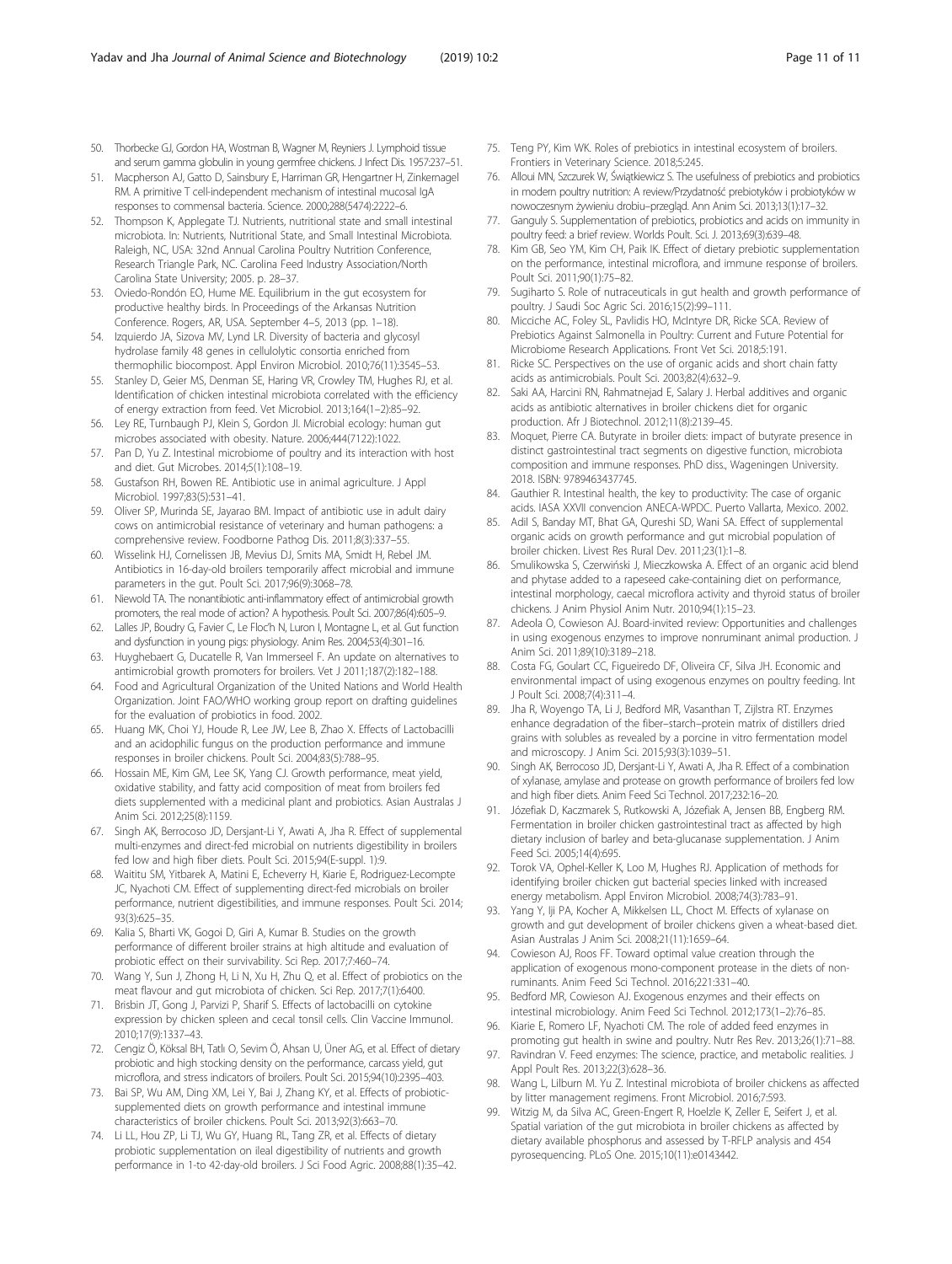50. Thorbecke GJ, Gordon HA, Wostman B, Wagner M, Reyniers J. Lymphoid tissue and serum gamma globulin in young germfree chickens. J Infect Dis. 1957:237–51.
51. Macpherson AJ, Gatto D, Sainsbury E, Harriman GR, Hengartner H, Zinkernagel RM. A primitive T cell-independent mechanism of intestinal mucosal IgA responses to commensal bacteria. Science. 2000;288(5474):2222–6.
52. Thompson K, Applegate TJ. Nutrients, nutritional state and small intestinal microbiota. In: Nutrients, Nutritional State, and Small Intestinal Microbiota. Raleigh, NC, USA: 32nd Annual Carolina Poultry Nutrition Conference, Research Triangle Park, NC. Carolina Feed Industry Association/North Carolina State University; 2005. p. 28–37.
53. Oviedo-Rondón EO, Hume ME. Equilibrium in the gut ecosystem for productive healthy birds. In Proceedings of the Arkansas Nutrition Conference. Rogers, AR, USA. September 4–5, 2013 (pp. 1–18).
54. Izquierdo JA, Sizova MV, Lynd LR. Diversity of bacteria and glycosyl hydrolase family 48 genes in cellulolytic consortia enriched from thermophilic biocompost. Appl Environ Microbiol. 2010;76(11):3545–53.
55. Stanley D, Geier MS, Denman SE, Haring VR, Crowley TM, Hughes RJ, et al. Identification of chicken intestinal microbiota correlated with the efficiency of energy extraction from feed. Vet Microbiol. 2013;164(1–2):85–92.
56. Ley RE, Turnbaugh PJ, Klein S, Gordon JI. Microbial ecology: human gut microbes associated with obesity. Nature. 2006;444(7122):1022.
57. Pan D, Yu Z. Intestinal microbiome of poultry and its interaction with host and diet. Gut Microbes. 2014;5(1):108–19.
58. Gustafson RH, Bowen RE. Antibiotic use in animal agriculture. J Appl Microbiol. 1997;83(5):531–41.
59. Oliver SP, Murinda SE, Jayarao BM. Impact of antibiotic use in adult dairy cows on antimicrobial resistance of veterinary and human pathogens: a comprehensive review. Foodborne Pathog Dis. 2011;8(3):337–55.
60. Wisselink HJ, Cornelissen JB, Mevius DJ, Smits MA, Smidt H, Rebel JM. Antibiotics in 16-day-old broilers temporarily affect microbial and immune parameters in the gut. Poult Sci. 2017;96(9):3068–78.
61. Niewold TA. The nonantibiotic anti-inflammatory effect of antimicrobial growth promoters, the real mode of action? A hypothesis. Poult Sci. 2007;86(4):605–9.
62. Lalles JP, Boudry G, Favier C, Le Floc'h N, Luron I, Montagne L, et al. Gut function and dysfunction in young pigs: physiology. Anim Res. 2004;53(4):301–16.
63. Huyghebaert G, Ducatelle R, Van Immerseel F. An update on alternatives to antimicrobial growth promoters for broilers. Vet J 2011;187(2):182–188.
64. Food and Agricultural Organization of the United Nations and World Health Organization. Joint FAO/WHO working group report on drafting guidelines for the evaluation of probiotics in food. 2002.
65. Huang MK, Choi YJ, Houde R, Lee JW, Lee B, Zhao X. Effects of Lactobacilli and an acidophilic fungus on the production performance and immune responses in broiler chickens. Poult Sci. 2004;83(5):788–95.
66. Hossain ME, Kim GM, Lee SK, Yang CJ. Growth performance, meat yield, oxidative stability, and fatty acid composition of meat from broilers fed diets supplemented with a medicinal plant and probiotics. Asian Australas J Anim Sci. 2012;25(8):1159.
67. Singh AK, Berrocoso JD, Dersjant-Li Y, Awati A, Jha R. Effect of supplemental multi-enzymes and direct-fed microbial on nutrients digestibility in broilers fed low and high fiber diets. Poult Sci. 2015;94(E-suppl. 1):9.
68. Waititu SM, Yitbarek A, Matini E, Echeverry H, Kiarie E, Rodriguez-Lecompte JC, Nyachoti CM. Effect of supplementing direct-fed microbials on broiler performance, nutrient digestibilities, and immune responses. Poult Sci. 2014; 93(3):625–35.
69. Kalia S, Bharti VK, Gogoi D, Giri A, Kumar B. Studies on the growth performance of different broiler strains at high altitude and evaluation of probiotic effect on their survivability. Sci Rep. 2017;7:460–74.
70. Wang Y, Sun J, Zhong H, Li N, Xu H, Zhu Q, et al. Effect of probiotics on the meat flavour and gut microbiota of chicken. Sci Rep. 2017;7(1):6400.
71. Brisbin JT, Gong J, Parvizi P, Sharif S. Effects of lactobacilli on cytokine expression by chicken spleen and cecal tonsil cells. Clin Vaccine Immunol. 2010;17(9):1337–43.
72. Cengiz Ö, Köksal BH, Tatlı O, Sevim Ö, Ahsan U, Üner AG, et al. Effect of dietary probiotic and high stocking density on the performance, carcass yield, gut microflora, and stress indicators of broilers. Poult Sci. 2015;94(10):2395–403.
73. Bai SP, Wu AM, Ding XM, Lei Y, Bai J, Zhang KY, et al. Effects of probiotic-supplemented diets on growth performance and intestinal immune characteristics of broiler chickens. Poult Sci. 2013;92(3):663–70.
74. Li LL, Hou ZP, Li TJ, Wu GY, Huang RL, Tang ZR, et al. Effects of dietary probiotic supplementation on ileal digestibility of nutrients and growth performance in 1-to 42-day-old broilers. J Sci Food Agric. 2008;88(1):35–42.
75. Teng PY, Kim WK. Roles of prebiotics in intestinal ecosystem of broilers. Frontiers in Veterinary Science. 2018;5:245.
76. Alloui MN, Szczurek W, Świątkiewicz S. The usefulness of prebiotics and probiotics in modern poultry nutrition: A review/Przydatność prebiotyków i probiotyków w nowoczesnym żywieniu drobiu–przegląd. Ann Anim Sci. 2013;13(1):17–32.
77. Ganguly S. Supplementation of prebiotics, probiotics and acids on immunity in poultry feed: a brief review. Worlds Poult. Sci. J. 2013;69(3):639–48.
78. Kim GB, Seo YM, Kim CH, Paik IK. Effect of dietary prebiotic supplementation on the performance, intestinal microflora, and immune response of broilers. Poult Sci. 2011;90(1):75–82.
79. Sugiharto S. Role of nutraceuticals in gut health and growth performance of poultry. J Saudi Soc Agric Sci. 2016;15(2):99–111.
80. Micciche AC, Foley SL, Pavlidis HO, McIntyre DR, Ricke SCA. Review of Prebiotics Against Salmonella in Poultry: Current and Future Potential for Microbiome Research Applications. Front Vet Sci. 2018;5:191.
81. Ricke SC. Perspectives on the use of organic acids and short chain fatty acids as antimicrobials. Poult Sci. 2003;82(4):632–9.
82. Saki AA, Harcini RN, Rahmatnejad E, Salary J. Herbal additives and organic acids as antibiotic alternatives in broiler chickens diet for organic production. Afr J Biotechnol. 2012;11(8):2139–45.
83. Moquet, Pierre CA. Butyrate in broiler diets: impact of butyrate presence in distinct gastrointestinal tract segments on digestive function, microbiota composition and immune responses. PhD diss., Wageningen University. 2018. ISBN: 9789463437745.
84. Gauthier R. Intestinal health, the key to productivity: The case of organic acids. IASA XXVII convencion ANECA-WPDC. Puerto Vallarta, Mexico. 2002.
85. Adil S, Banday MT, Bhat GA, Qureshi SD, Wani SA. Effect of supplemental organic acids on growth performance and gut microbial population of broiler chicken. Livest Res Rural Dev. 2011;23(1):1–8.
86. Smulikowska S, Czerwiński J, Mieczkowska A. Effect of an organic acid blend and phytase added to a rapeseed cake-containing diet on performance, intestinal morphology, caecal microflora activity and thyroid status of broiler chickens. J Anim Physiol Anim Nutr. 2010;94(1):15–23.
87. Adeola O, Cowieson AJ. Board-invited review: Opportunities and challenges in using exogenous enzymes to improve nonruminant animal production. J Anim Sci. 2011;89(10):3189–218.
88. Costa FG, Goulart CC, Figueiredo DF, Oliveira CF, Silva JH. Economic and environmental impact of using exogenous enzymes on poultry feeding. Int J Poult Sci. 2008;7(4):311–4.
89. Jha R, Woyengo TA, Li J, Bedford MR, Vasanthan T, Zijlstra RT. Enzymes enhance degradation of the fiber–starch–protein matrix of distillers dried grains with solubles as revealed by a porcine in vitro fermentation model and microscopy. J Anim Sci. 2015;93(3):1039–51.
90. Singh AK, Berrocoso JD, Dersjant-Li Y, Awati A, Jha R. Effect of a combination of xylanase, amylase and protease on growth performance of broilers fed low and high fiber diets. Anim Feed Sci Technol. 2017;232:16–20.
91. Józefiak D, Kaczmarek S, Rutkowski A, Józefiak A, Jensen BB, Engberg RM. Fermentation in broiler chicken gastrointestinal tract as affected by high dietary inclusion of barley and beta-glucanase supplementation. J Anim Feed Sci. 2005;14(4):695.
92. Torok VA, Ophel-Keller K, Loo M, Hughes RJ. Application of methods for identifying broiler chicken gut bacterial species linked with increased energy metabolism. Appl Environ Microbiol. 2008;74(3):783–91.
93. Yang Y, Iji PA, Kocher A, Mikkelsen LL, Choct M. Effects of xylanase on growth and gut development of broiler chickens given a wheat-based diet. Asian Australas J Anim Sci. 2008;21(11):1659–64.
94. Cowieson AJ, Roos FF. Toward optimal value creation through the application of exogenous mono-component protease in the diets of non-ruminants. Anim Feed Sci Technol. 2016;221:331–40.
95. Bedford MR, Cowieson AJ. Exogenous enzymes and their effects on intestinal microbiology. Anim Feed Sci Technol. 2012;173(1–2):76–85.
96. Kiarie E, Romero LF, Nyachoti CM. The role of added feed enzymes in promoting gut health in swine and poultry. Nutr Res Rev. 2013;26(1):71–88.
97. Ravindran V. Feed enzymes: The science, practice, and metabolic realities. J Appl Poult Res. 2013;22(3):628–36.
98. Wang L, Lilburn M. Yu Z. Intestinal microbiota of broiler chickens as affected by litter management regimens. Front Microbiol. 2016;7:593.
99. Witzig M, da Silva AC, Green-Engert R, Hoelzle K, Zeller E, Seifert J, et al. Spatial variation of the gut microbiota in broiler chickens as affected by dietary available phosphorus and assessed by T-RFLP analysis and 454 pyrosequencing. PLoS One. 2015;10(11):e0143442.